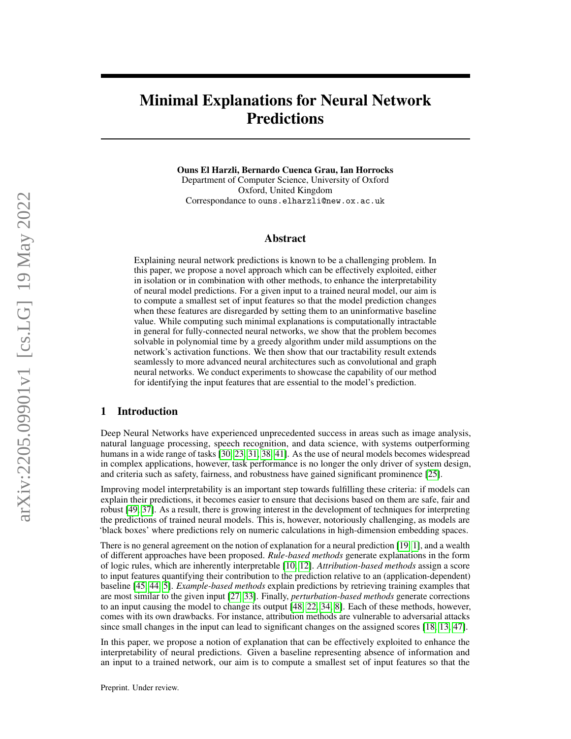# Minimal Explanations for Neural Network Predictions

**Ouns El Harzli, Bernardo Cuenca Grau, Ian Horrocks**
Department of Computer Science, University of Oxford
Oxford, United Kingdom
Correspondance to ouns.elharzli@new.ox.ac.uk

## Abstract

Explaining neural network predictions is known to be a challenging problem. In this paper, we propose a novel approach which can be effectively exploited, either in isolation or in combination with other methods, to enhance the interpretability of neural model predictions. For a given input to a trained neural model, our aim is to compute a smallest set of input features so that the model prediction changes when these features are disregarded by setting them to an uninformative baseline value. While computing such minimal explanations is computationally intractable in general for fully-connected neural networks, we show that the problem becomes solvable in polynomial time by a greedy algorithm under mild assumptions on the network's activation functions. We then show that our tractability result extends seamlessly to more advanced neural architectures such as convolutional and graph neural networks. We conduct experiments to showcase the capability of our method for identifying the input features that are essential to the model's prediction.

## 1 Introduction

Deep Neural Networks have experienced unprecedented success in areas such as image analysis, natural language processing, speech recognition, and data science, with systems outperforming humans in a wide range of tasks [30, 23, 31, 38, 41]. As the use of neural models becomes widespread in complex applications, however, task performance is no longer the only driver of system design, and criteria such as safety, fairness, and robustness have gained significant prominence [25].

Improving model interpretability is an important step towards fulfilling these criteria: if models can explain their predictions, it becomes easier to ensure that decisions based on them are safe, fair and robust [49, 37]. As a result, there is growing interest in the development of techniques for interpreting the predictions of trained neural models. This is, however, notoriously challenging, as models are 'black boxes' where predictions rely on numeric calculations in high-dimension embedding spaces.

There is no general agreement on the notion of explanation for a neural prediction [19, 1], and a wealth of different approaches have been proposed. *Rule-based methods* generate explanations in the form of logic rules, which are inherently interpretable [10, 12]. *Attribution-based methods* assign a score to input features quantifying their contribution to the prediction relative to an (application-dependent) baseline [45, 44, 5]. *Example-based methods* explain predictions by retrieving training examples that are most similar to the given input [27, 33]. Finally, *perturbation-based methods* generate corrections to an input causing the model to change its output [48, 22, 34, 8]. Each of these methods, however, comes with its own drawbacks. For instance, attribution methods are vulnerable to adversarial attacks since small changes in the input can lead to significant changes on the assigned scores [18, 13, 47].

In this paper, we propose a notion of explanation that can be effectively exploited to enhance the interpretability of neural predictions. Given a baseline representing absence of information and an input to a trained network, our aim is to compute a smallest set of input features so that the

Preprint. Under review.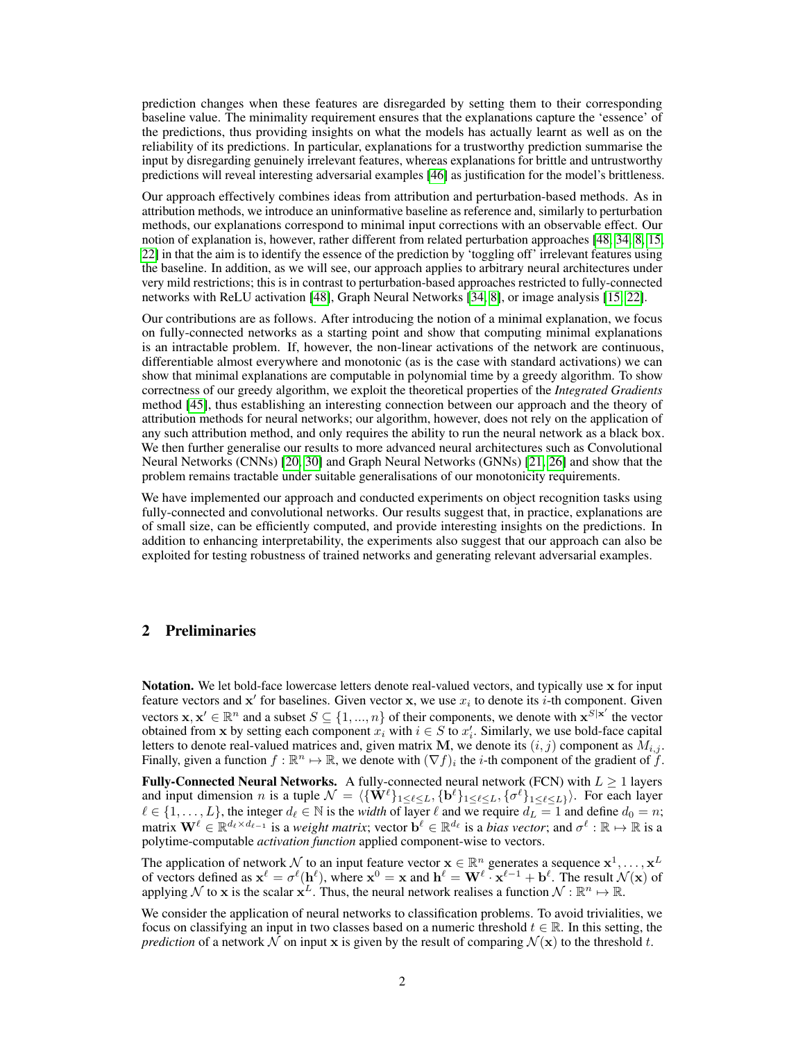prediction changes when these features are disregarded by setting them to their corresponding baseline value. The minimality requirement ensures that the explanations capture the 'essence' of the predictions, thus providing insights on what the models has actually learnt as well as on the reliability of its predictions. In particular, explanations for a trustworthy prediction summarise the input by disregarding genuinely irrelevant features, whereas explanations for brittle and untrustworthy predictions will reveal interesting adversarial examples [46] as justification for the model's brittleness.

Our approach effectively combines ideas from attribution and perturbation-based methods. As in attribution methods, we introduce an uninformative baseline as reference and, similarly to perturbation methods, our explanations correspond to minimal input corrections with an observable effect. Our notion of explanation is, however, rather different from related perturbation approaches [48, 34, 8, 15, 22] in that the aim is to identify the essence of the prediction by 'toggling off' irrelevant features using the baseline. In addition, as we will see, our approach applies to arbitrary neural architectures under very mild restrictions; this is in contrast to perturbation-based approaches restricted to fully-connected networks with ReLU activation [48], Graph Neural Networks [34, 8], or image analysis [15, 22].

Our contributions are as follows. After introducing the notion of a minimal explanation, we focus on fully-connected networks as a starting point and show that computing minimal explanations is an intractable problem. If, however, the non-linear activations of the network are continuous, differentiable almost everywhere and monotonic (as is the case with standard activations) we can show that minimal explanations are computable in polynomial time by a greedy algorithm. To show correctness of our greedy algorithm, we exploit the theoretical properties of the *Integrated Gradients* method [45], thus establishing an interesting connection between our approach and the theory of attribution methods for neural networks; our algorithm, however, does not rely on the application of any such attribution method, and only requires the ability to run the neural network as a black box. We then further generalise our results to more advanced neural architectures such as Convolutional Neural Networks (CNNs) [20, 30] and Graph Neural Networks (GNNs) [21, 26] and show that the problem remains tractable under suitable generalisations of our monotonicity requirements.

We have implemented our approach and conducted experiments on object recognition tasks using fully-connected and convolutional networks. Our results suggest that, in practice, explanations are of small size, can be efficiently computed, and provide interesting insights on the predictions. In addition to enhancing interpretability, the experiments also suggest that our approach can also be exploited for testing robustness of trained networks and generating relevant adversarial examples.

## 2 Preliminaries

**Notation.** We let bold-face lowercase letters denote real-valued vectors, and typically use $\mathbf{x}$ for input feature vectors and $\mathbf{x}'$ for baselines. Given vector $\mathbf{x}$, we use $x_i$ to denote its $i$-th component. Given vectors $\mathbf{x}, \mathbf{x}' \in \mathbb{R}^n$ and a subset $S \subseteq \{1, ..., n\}$ of their components, we denote with $\mathbf{x}^{S|\mathbf{x}'}$ the vector obtained from $\mathbf{x}$ by setting each component $x_i$ with $i \in S$ to $x'_i$. Similarly, we use bold-face capital letters to denote real-valued matrices and, given matrix $\mathbf{M}$, we denote its $(i, j)$ component as $M_{i,j}$. Finally, given a function $f : \mathbb{R}^n \mapsto \mathbb{R}$, we denote with $(\nabla f)_i$ the $i$-th component of the gradient of $f$.

**Fully-Connected Neural Networks.** A fully-connected neural network (FCN) with $L \geq 1$ layers and input dimension $n$ is a tuple $\mathcal{N} = \langle \{\mathbf{W}^\ell\}_{1 \leq \ell \leq L}, \{\mathbf{b}^\ell\}_{1 \leq \ell \leq L}, \{\sigma^\ell\}_{1 \leq \ell \leq L} \rangle$. For each layer $\ell \in \{1, \ldots, L\}$, the integer $d_\ell \in \mathbb{N}$ is the *width* of layer $\ell$ and we require $d_L = 1$ and define $d_0 = n$; matrix $\mathbf{W}^\ell \in \mathbb{R}^{d_\ell \times d_{\ell-1}}$ is a *weight matrix*; vector $\mathbf{b}^\ell \in \mathbb{R}^{d_\ell}$ is a *bias vector*; and $\sigma^\ell : \mathbb{R} \mapsto \mathbb{R}$ is a polytime-computable *activation function* applied component-wise to vectors.

The application of network $\mathcal{N}$ to an input feature vector $\mathbf{x} \in \mathbb{R}^n$ generates a sequence $\mathbf{x}^1, \ldots, \mathbf{x}^L$ of vectors defined as $\mathbf{x}^\ell = \sigma^\ell(\mathbf{h}^\ell)$, where $\mathbf{x}^0 = \mathbf{x}$ and $\mathbf{h}^\ell = \mathbf{W}^\ell \cdot \mathbf{x}^{\ell-1} + \mathbf{b}^\ell$. The result $\mathcal{N}(\mathbf{x})$ of applying $\mathcal{N}$ to $\mathbf{x}$ is the scalar $\mathbf{x}^L$. Thus, the neural network realises a function $\mathcal{N} : \mathbb{R}^n \mapsto \mathbb{R}$.

We consider the application of neural networks to classification problems. To avoid trivialities, we focus on classifying an input in two classes based on a numeric threshold $t \in \mathbb{R}$. In this setting, the *prediction* of a network $\mathcal{N}$ on input $\mathbf{x}$ is given by the result of comparing $\mathcal{N}(\mathbf{x})$ to the threshold $t$.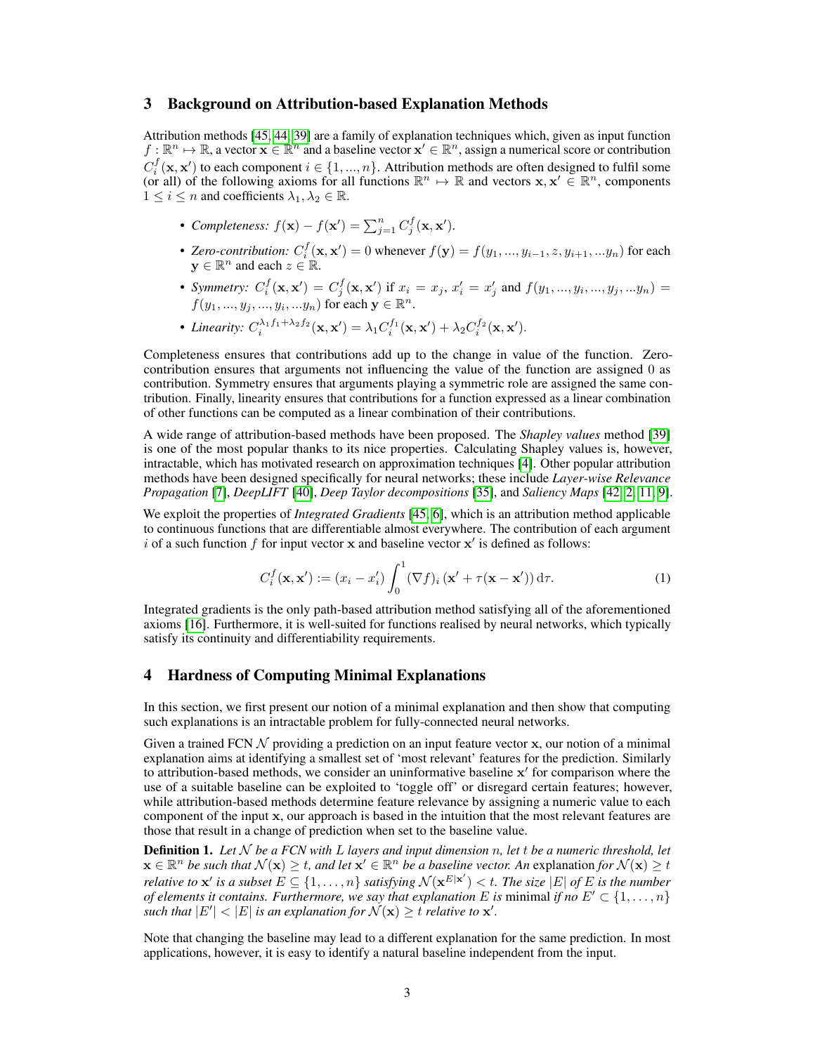## 3 Background on Attribution-based Explanation Methods

Attribution methods [45, 44, 39] are a family of explanation techniques which, given as input function $f : \mathbb{R}^n \mapsto \mathbb{R}$, a vector $\mathbf{x} \in \mathbb{R}^n$ and a baseline vector $\mathbf{x}' \in \mathbb{R}^n$, assign a numerical score or contribution $C_i^f(\mathbf{x}, \mathbf{x}')$ to each component $i \in \{1, ..., n\}$. Attribution methods are often designed to fulfil some (or all) of the following axioms for all functions $\mathbb{R}^n \mapsto \mathbb{R}$ and vectors $\mathbf{x}, \mathbf{x}' \in \mathbb{R}^n$, components $1 \leq i \leq n$ and coefficients $\lambda_1, \lambda_2 \in \mathbb{R}$.

- *Completeness:* $f(\mathbf{x}) - f(\mathbf{x}') = \sum_{j=1}^n C_j^f(\mathbf{x}, \mathbf{x}')$.
- *Zero-contribution:* $C_i^f(\mathbf{x}, \mathbf{x}') = 0$ whenever $f(\mathbf{y}) = f(y_1, ..., y_{i-1}, z, y_{i+1}, ...y_n)$ for each $\mathbf{y} \in \mathbb{R}^n$ and each $z \in \mathbb{R}$.
- *Symmetry:* $C_i^f(\mathbf{x}, \mathbf{x}') = C_j^f(\mathbf{x}, \mathbf{x}')$ if $x_i = x_j$, $x'_i = x'_j$ and $f(y_1, ..., y_i, ..., y_j, ...y_n) = f(y_1, ..., y_j, ..., y_i, ...y_n)$ for each $\mathbf{y} \in \mathbb{R}^n$.
- *Linearity:* $C_i^{\lambda_1 f_1 + \lambda_2 f_2}(\mathbf{x}, \mathbf{x}') = \lambda_1 C_i^{f_1}(\mathbf{x}, \mathbf{x}') + \lambda_2 C_i^{f_2}(\mathbf{x}, \mathbf{x}')$.

Completeness ensures that contributions add up to the change in value of the function. Zero-contribution ensures that arguments not influencing the value of the function are assigned 0 as contribution. Symmetry ensures that arguments playing a symmetric role are assigned the same contribution. Finally, linearity ensures that contributions for a function expressed as a linear combination of other functions can be computed as a linear combination of their contributions.

A wide range of attribution-based methods have been proposed. The *Shapley values* method [39] is one of the most popular thanks to its nice properties. Calculating Shapley values is, however, intractable, which has motivated research on approximation techniques [4]. Other popular attribution methods have been designed specifically for neural networks; these include *Layer-wise Relevance Propagation* [7], *DeepLIFT* [40], *Deep Taylor decompositions* [35], and *Saliency Maps* [42, 2, 11, 9].

We exploit the properties of *Integrated Gradients* [45, 6], which is an attribution method applicable to continuous functions that are differentiable almost everywhere. The contribution of each argument $i$ of a such function $f$ for input vector $\mathbf{x}$ and baseline vector $\mathbf{x}'$ is defined as follows:

$$C_i^f(\mathbf{x}, \mathbf{x}') := (x_i - x'_i) \int_0^1 (\nabla f)_i \left(\mathbf{x}' + \tau(\mathbf{x} - \mathbf{x}')\right) \mathrm{d}\tau. \tag{1}$$

Integrated gradients is the only path-based attribution method satisfying all of the aforementioned axioms [16]. Furthermore, it is well-suited for functions realised by neural networks, which typically satisfy its continuity and differentiability requirements.

## 4 Hardness of Computing Minimal Explanations

In this section, we first present our notion of a minimal explanation and then show that computing such explanations is an intractable problem for fully-connected neural networks.

Given a trained FCN $\mathcal{N}$ providing a prediction on an input feature vector $\mathbf{x}$, our notion of a minimal explanation aims at identifying a smallest set of 'most relevant' features for the prediction. Similarly to attribution-based methods, we consider an uninformative baseline $\mathbf{x}'$ for comparison where the use of a suitable baseline can be exploited to 'toggle off' or disregard certain features; however, while attribution-based methods determine feature relevance by assigning a numeric value to each component of the input $\mathbf{x}$, our approach is based in the intuition that the most relevant features are those that result in a change of prediction when set to the baseline value.

**Definition 1.** *Let $\mathcal{N}$ be a FCN with $L$ layers and input dimension $n$, let $t$ be a numeric threshold, let $\mathbf{x} \in \mathbb{R}^n$ be such that $\mathcal{N}(\mathbf{x}) \geq t$, and let $\mathbf{x}' \in \mathbb{R}^n$ be a baseline vector. An* explanation *for $\mathcal{N}(\mathbf{x}) \geq t$ relative to $\mathbf{x}'$ is a subset $E \subseteq \{1, \dots, n\}$ satisfying $\mathcal{N}(\mathbf{x}^{E|\mathbf{x}'}) < t$. The size $|E|$ of $E$ is the number of elements it contains. Furthermore, we say that explanation $E$ is* minimal *if no $E' \subset \{1, \dots, n\}$ such that $|E'| < |E|$ is an explanation for $\mathcal{N}(\mathbf{x}) \geq t$ relative to $\mathbf{x}'$.*

Note that changing the baseline may lead to a different explanation for the same prediction. In most applications, however, it is easy to identify a natural baseline independent from the input.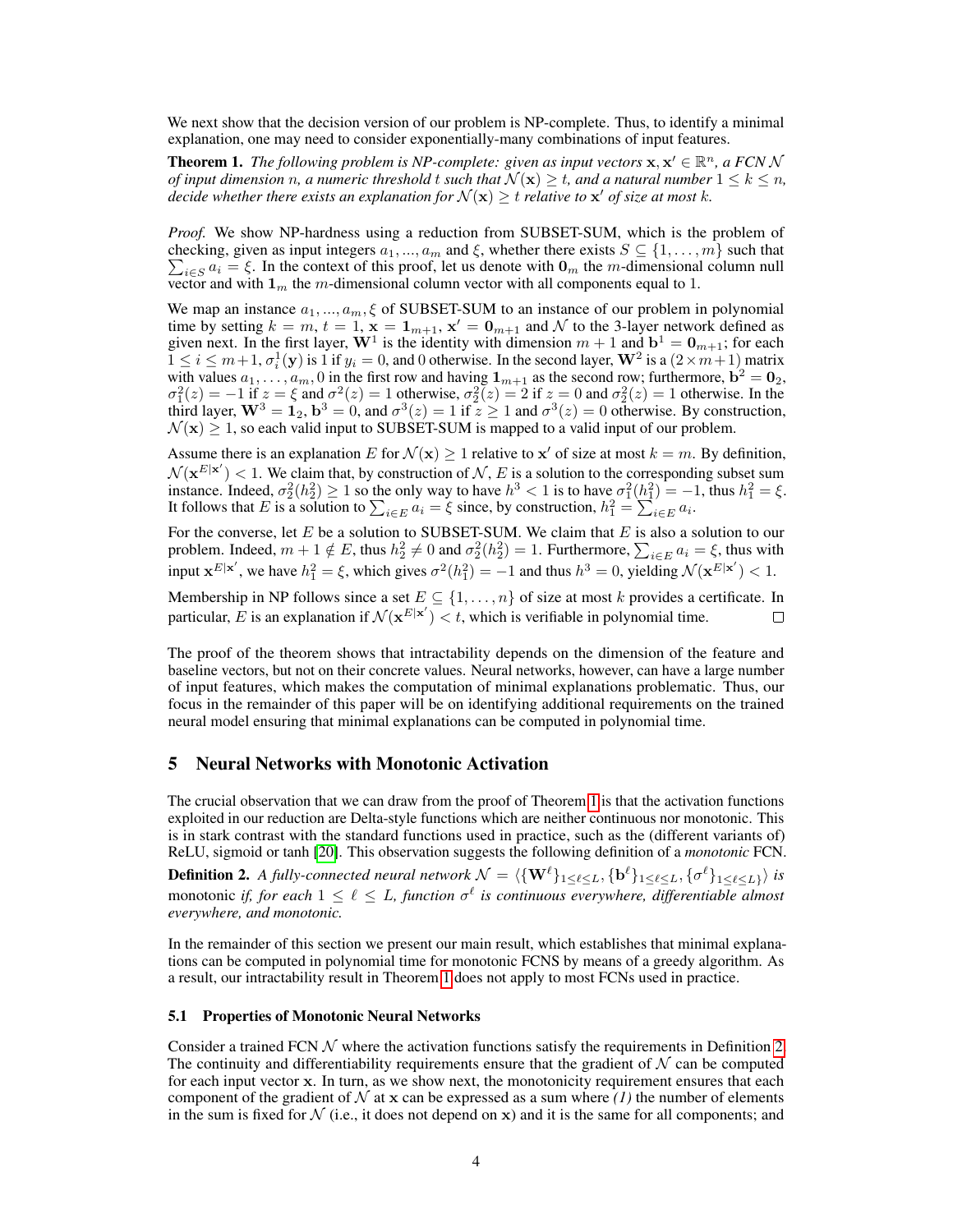We next show that the decision version of our problem is NP-complete. Thus, to identify a minimal explanation, one may need to consider exponentially-many combinations of input features.

**Theorem 1.** *The following problem is NP-complete: given as input vectors $\mathbf{x}, \mathbf{x}' \in \mathbb{R}^n$, a FCN $\mathcal{N}$ of input dimension $n$, a numeric threshold $t$ such that $\mathcal{N}(\mathbf{x}) \geq t$, and a natural number $1 \leq k \leq n$, decide whether there exists an explanation for $\mathcal{N}(\mathbf{x}) \geq t$ relative to $\mathbf{x}'$ of size at most $k$.*

*Proof.* We show NP-hardness using a reduction from SUBSET-SUM, which is the problem of checking, given as input integers $a_1, ..., a_m$ and $\xi$, whether there exists $S \subseteq \{1, \ldots, m\}$ such that $\sum_{i \in S} a_i = \xi$. In the context of this proof, let us denote with $\mathbf{0}_m$ the $m$-dimensional column null vector and with $\mathbf{1}_m$ the $m$-dimensional column vector with all components equal to 1.

We map an instance $a_1, ..., a_m, \xi$ of SUBSET-SUM to an instance of our problem in polynomial time by setting $k = m$, $t = 1$, $\mathbf{x} = \mathbf{1}_{m+1}$, $\mathbf{x}' = \mathbf{0}_{m+1}$ and $\mathcal{N}$ to the 3-layer network defined as given next. In the first layer, $\mathbf{W}^1$ is the identity with dimension $m + 1$ and $\mathbf{b}^1 = \mathbf{0}_{m+1}$; for each $1 \leq i \leq m+1$, $\sigma^1_i(\mathbf{y})$ is 1 if $y_i = 0$, and 0 otherwise. In the second layer, $\mathbf{W}^2$ is a $(2 \times m+1)$ matrix with values $a_1, \ldots, a_m, 0$ in the first row and having $\mathbf{1}_{m+1}$ as the second row; furthermore, $\mathbf{b}^2 = \mathbf{0}_2$, $\sigma^2_1(z) = -1$ if $z = \xi$ and $\sigma^2(z) = 1$ otherwise, $\sigma^2_2(z) = 2$ if $z = 0$ and $\sigma^2_2(z) = 1$ otherwise. In the third layer, $\mathbf{W}^3 = \mathbf{1}_2$, $\mathbf{b}^3 = 0$, and $\sigma^3(z) = 1$ if $z \geq 1$ and $\sigma^3(z) = 0$ otherwise. By construction, $\mathcal{N}(\mathbf{x}) \geq 1$, so each valid input to SUBSET-SUM is mapped to a valid input of our problem.

Assume there is an explanation $E$ for $\mathcal{N}(\mathbf{x}) \geq 1$ relative to $\mathbf{x}'$ of size at most $k = m$. By definition, $\mathcal{N}(\mathbf{x}^{E|\mathbf{x}'}) < 1$. We claim that, by construction of $\mathcal{N}$, $E$ is a solution to the corresponding subset sum instance. Indeed, $\sigma^2_2(h^2_2) \geq 1$ so the only way to have $h^3 < 1$ is to have $\sigma^2_1(h^2_1) = -1$, thus $h^2_1 = \xi$. It follows that $E$ is a solution to $\sum_{i \in E} a_i = \xi$ since, by construction, $h^2_1 = \sum_{i \in E} a_i$.

For the converse, let $E$ be a solution to SUBSET-SUM. We claim that $E$ is also a solution to our problem. Indeed, $m + 1 \notin E$, thus $h^2_2 \neq 0$ and $\sigma^2(h^2_2) = 1$. Furthermore, $\sum_{i \in E} a_i = \xi$, thus with input $\mathbf{x}^{E|\mathbf{x}'}$, we have $h^2_1 = \xi$, which gives $\sigma^2(h^2_1) = -1$ and thus $h^3 = 0$, yielding $\mathcal{N}(\mathbf{x}^{E|\mathbf{x}'}) < 1$.

Membership in NP follows since a set $E \subseteq \{1, \ldots, n\}$ of size at most $k$ provides a certificate. In particular, $E$ is an explanation if $\mathcal{N}(\mathbf{x}^{E|\mathbf{x}'}) < t$, which is verifiable in polynomial time. □

The proof of the theorem shows that intractability depends on the dimension of the feature and baseline vectors, but not on their concrete values. Neural networks, however, can have a large number of input features, which makes the computation of minimal explanations problematic. Thus, our focus in the remainder of this paper will be on identifying additional requirements on the trained neural model ensuring that minimal explanations can be computed in polynomial time.

## 5 Neural Networks with Monotonic Activation

The crucial observation that we can draw from the proof of Theorem 1 is that the activation functions exploited in our reduction are Delta-style functions which are neither continuous nor monotonic. This is in stark contrast with the standard functions used in practice, such as the (different variants of) ReLU, sigmoid or tanh [20]. This observation suggests the following definition of a *monotonic* FCN.

**Definition 2.** *A fully-connected neural network $\mathcal{N} = \langle \{\mathbf{W}^\ell\}_{1 \leq \ell \leq L}, \{\mathbf{b}^\ell\}_{1 \leq \ell \leq L}, \{\sigma^\ell\}_{1 \leq \ell \leq L} \rangle$ is* monotonic *if, for each $1 \leq \ell \leq L$, function $\sigma^\ell$ is continuous everywhere, differentiable almost everywhere, and monotonic.*

In the remainder of this section we present our main result, which establishes that minimal explanations can be computed in polynomial time for monotonic FCNS by means of a greedy algorithm. As a result, our intractability result in Theorem 1 does not apply to most FCNs used in practice.

### 5.1 Properties of Monotonic Neural Networks

Consider a trained FCN $\mathcal{N}$ where the activation functions satisfy the requirements in Definition 2. The continuity and differentiability requirements ensure that the gradient of $\mathcal{N}$ can be computed for each input vector $\mathbf{x}$. In turn, as we show next, the monotonicity requirement ensures that each component of the gradient of $\mathcal{N}$ at $\mathbf{x}$ can be expressed as a sum where *(1)* the number of elements in the sum is fixed for $\mathcal{N}$ (i.e., it does not depend on $\mathbf{x}$) and it is the same for all components; and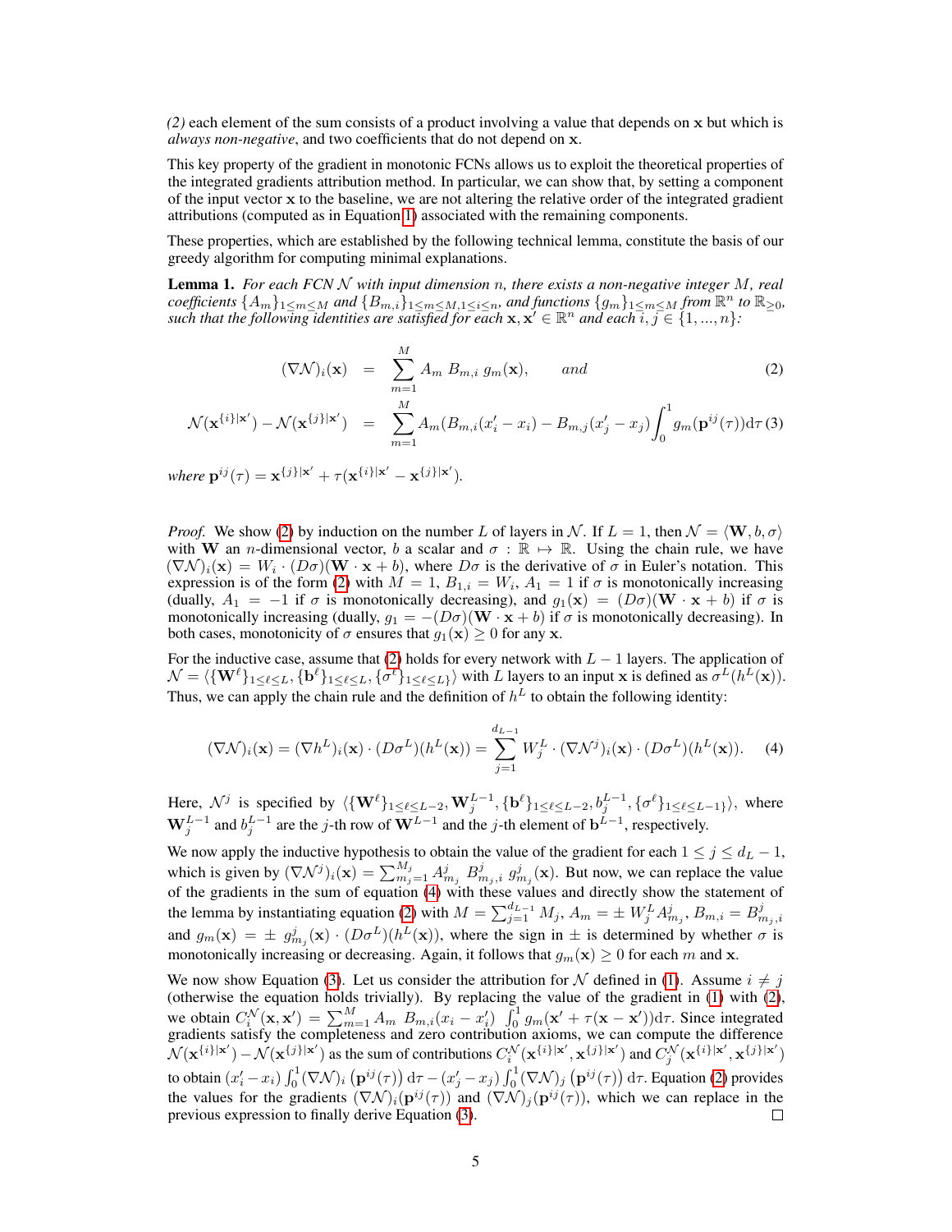*(2)* each element of the sum consists of a product involving a value that depends on $\mathbf{x}$ but which is *always non-negative*, and two coefficients that do not depend on $\mathbf{x}$.

This key property of the gradient in monotonic FCNs allows us to exploit the theoretical properties of the integrated gradients attribution method. In particular, we can show that, by setting a component of the input vector $\mathbf{x}$ to the baseline, we are not altering the relative order of the integrated gradient attributions (computed as in Equation 1) associated with the remaining components.

These properties, which are established by the following technical lemma, constitute the basis of our greedy algorithm for computing minimal explanations.

**Lemma 1.** *For each FCN $\mathcal{N}$ with input dimension $n$, there exists a non-negative integer $M$, real coefficients $\{A_m\}_{1\leq m\leq M}$ and $\{B_{m,i}\}_{1\leq m\leq M, 1\leq i\leq n}$, and functions $\{g_m\}_{1\leq m\leq M}$ from $\mathbb{R}^n$ to $\mathbb{R}_{\geq 0}$, such that the following identities are satisfied for each $\mathbf{x}, \mathbf{x}' \in \mathbb{R}^n$ and each $i, j \in \{1, ..., n\}$:*

$$
(\nabla\mathcal{N})_i(\mathbf{x}) = \sum_{m=1}^{M} A_m \, B_{m,i} \, g_m(\mathbf{x}), \qquad \textit{and} \tag{2}
$$

$$
\mathcal{N}(\mathbf{x}^{\{i\}|\mathbf{x}'}) - \mathcal{N}(\mathbf{x}^{\{j\}|\mathbf{x}'}) = \sum_{m=1}^{M} A_m(B_{m,i}(x'_i - x_i) - B_{m,j}(x'_j - x_j)\int_0^1 g_m(\mathbf{p}^{ij}(\tau))\mathrm{d}\tau \tag{3}
$$

*where $\mathbf{p}^{ij}(\tau) = \mathbf{x}^{\{j\}|\mathbf{x}'} + \tau(\mathbf{x}^{\{i\}|\mathbf{x}'} - \mathbf{x}^{\{j\}|\mathbf{x}'})$.*

*Proof.* We show (2) by induction on the number $L$ of layers in $\mathcal{N}$. If $L = 1$, then $\mathcal{N} = \langle \mathbf{W}, b, \sigma \rangle$ with $\mathbf{W}$ an $n$-dimensional vector, $b$ a scalar and $\sigma : \mathbb{R} \mapsto \mathbb{R}$. Using the chain rule, we have $(\nabla\mathcal{N})_i(\mathbf{x}) = W_i \cdot (D\sigma)(\mathbf{W} \cdot \mathbf{x} + b)$, where $D\sigma$ is the derivative of $\sigma$ in Euler's notation. This expression is of the form (2) with $M = 1$, $B_{1,i} = W_i$, $A_1 = 1$ if $\sigma$ is monotonically increasing (dually, $A_1 = -1$ if $\sigma$ is monotonically decreasing), and $g_1(\mathbf{x}) = (D\sigma)(\mathbf{W} \cdot \mathbf{x} + b)$ if $\sigma$ is monotonically increasing (dually, $g_1 = -(D\sigma)(\mathbf{W} \cdot \mathbf{x} + b)$ if $\sigma$ is monotonically decreasing). In both cases, monotonicity of $\sigma$ ensures that $g_1(\mathbf{x}) \geq 0$ for any $\mathbf{x}$.

For the inductive case, assume that (2) holds for every network with $L - 1$ layers. The application of $\mathcal{N} = \langle \{\mathbf{W}^\ell\}_{1\leq \ell\leq L}, \{\mathbf{b}^\ell\}_{1\leq\ell\leq L}, \{\sigma^\ell\}_{1\leq\ell\leq L}\rangle$ with $L$ layers to an input $\mathbf{x}$ is defined as $\sigma^L(h^L(\mathbf{x}))$. Thus, we can apply the chain rule and the definition of $h^L$ to obtain the following identity:

$$
(\nabla\mathcal{N})_i(\mathbf{x}) = (\nabla h^L)_i(\mathbf{x}) \cdot (D\sigma^L)(h^L(\mathbf{x})) = \sum_{j=1}^{d_{L-1}} W_j^L \cdot (\nabla\mathcal{N}^j)_i(\mathbf{x}) \cdot (D\sigma^L)(h^L(\mathbf{x})). \tag{4}
$$

Here, $\mathcal{N}^j$ is specified by $\langle \{\mathbf{W}^\ell\}_{1\leq\ell\leq L-2}, \mathbf{W}_j^{L-1}, \{\mathbf{b}^\ell\}_{1\leq\ell\leq L-2}, b_j^{L-1}, \{\sigma^\ell\}_{1\leq\ell\leq L-1\}}\rangle$, where $\mathbf{W}_j^{L-1}$ and $b_j^{L-1}$ are the $j$-th row of $\mathbf{W}^{L-1}$ and the $j$-th element of $\mathbf{b}^{L-1}$, respectively.

We now apply the inductive hypothesis to obtain the value of the gradient for each $1 \leq j \leq d_L - 1$, which is given by $(\nabla\mathcal{N}^j)_i(\mathbf{x}) = \sum_{m_j=1}^{M_j} A_{m_j}^j \, B_{m_j,i}^j \, g_{m_j}^j(\mathbf{x})$. But now, we can replace the value of the gradients in the sum of equation (4) with these values and directly show the statement of the lemma by instantiating equation (2) with $M = \sum_{j=1}^{d_{L-1}} M_j$, $A_m = \pm\, W_j^L A_{m_j}^j$, $B_{m,i} = B_{m_j,i}^j$ and $g_m(\mathbf{x}) = \pm\, g_{m_j}^j(\mathbf{x}) \cdot (D\sigma^L)(h^L(\mathbf{x}))$, where the sign in $\pm$ is determined by whether $\sigma$ is monotonically increasing or decreasing. Again, it follows that $g_m(\mathbf{x}) \geq 0$ for each $m$ and $\mathbf{x}$.

We now show Equation (3). Let us consider the attribution for $\mathcal{N}$ defined in (1). Assume $i \neq j$ (otherwise the equation holds trivially). By replacing the value of the gradient in (1) with (2), we obtain $C_i^{\mathcal{N}}(\mathbf{x}, \mathbf{x}') = \sum_{m=1}^{M} A_m \, B_{m,i}(x_i - x'_i) \int_0^1 g_m(\mathbf{x}' + \tau(\mathbf{x} - \mathbf{x}'))\mathrm{d}\tau$. Since integrated gradients satisfy the completeness and zero contribution axioms, we can compute the difference $\mathcal{N}(\mathbf{x}^{\{i\}|\mathbf{x}'}) - \mathcal{N}(\mathbf{x}^{\{j\}|\mathbf{x}'})$ as the sum of contributions $C_i^{\mathcal{N}}(\mathbf{x}^{\{i\}|\mathbf{x}'}, \mathbf{x}^{\{j\}|\mathbf{x}'})$ and $C_j^{\mathcal{N}}(\mathbf{x}^{\{i\}|\mathbf{x}'}, \mathbf{x}^{\{j\}|\mathbf{x}'})$ to obtain $(x'_i - x_i)\int_0^1 (\nabla\mathcal{N})_i\left(\mathbf{p}^{ij}(\tau)\right)\mathrm{d}\tau - (x'_j - x_j)\int_0^1 (\nabla\mathcal{N})_j\left(\mathbf{p}^{ij}(\tau)\right)\mathrm{d}\tau$. Equation (2) provides the values for the gradients $(\nabla\mathcal{N})_i(\mathbf{p}^{ij}(\tau))$ and $(\nabla\mathcal{N})_j(\mathbf{p}^{ij}(\tau))$, which we can replace in the previous expression to finally derive Equation (3). $\square$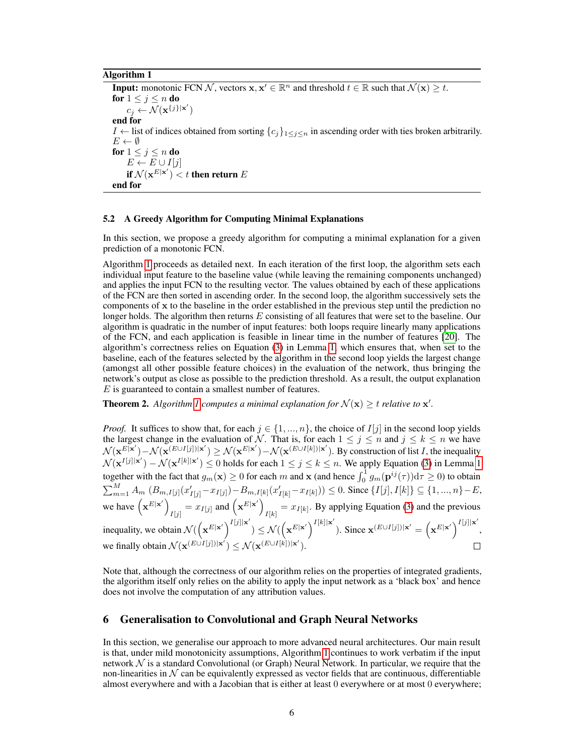**Algorithm 1**

**Input:** monotonic FCN $\mathcal{N}$, vectors $\mathbf{x}, \mathbf{x}' \in \mathbb{R}^n$ and threshold $t \in \mathbb{R}$ such that $\mathcal{N}(\mathbf{x}) \geq t$.

```
for 1 ≤ j ≤ n do
    c_j ← N(x^{{j}|x'})
end for
I ← list of indices obtained from sorting {c_j}_{1≤j≤n} in ascending order with ties broken arbitrarily.
E ← ∅
for 1 ≤ j ≤ n do
    E ← E ∪ I[j]
    if N(x^{E|x'}) < t then return E
end for
```

### 5.2 A Greedy Algorithm for Computing Minimal Explanations

In this section, we propose a greedy algorithm for computing a minimal explanation for a given prediction of a monotonic FCN.

Algorithm 1 proceeds as detailed next. In each iteration of the first loop, the algorithm sets each individual input feature to the baseline value (while leaving the remaining components unchanged) and applies the input FCN to the resulting vector. The values obtained by each of these applications of the FCN are then sorted in ascending order. In the second loop, the algorithm successively sets the components of $\mathbf{x}$ to the baseline in the order established in the previous step until the prediction no longer holds. The algorithm then returns $E$ consisting of all features that were set to the baseline. Our algorithm is quadratic in the number of input features: both loops require linearly many applications of the FCN, and each application is feasible in linear time in the number of features [20]. The algorithm's correctness relies on Equation (3) in Lemma 1, which ensures that, when set to the baseline, each of the features selected by the algorithm in the second loop yields the largest change (amongst all other possible feature choices) in the evaluation of the network, thus bringing the network's output as close as possible to the prediction threshold. As a result, the output explanation $E$ is guaranteed to contain a smallest number of features.

**Theorem 2.** *Algorithm 1 computes a minimal explanation for $\mathcal{N}(\mathbf{x}) \geq t$ relative to $\mathbf{x}'$.*

*Proof.* It suffices to show that, for each $j \in \{1, ..., n\}$, the choice of $I[j]$ in the second loop yields the largest change in the evaluation of $\mathcal{N}$. That is, for each $1 \leq j \leq n$ and $j \leq k \leq n$ we have $\mathcal{N}(\mathbf{x}^{E|\mathbf{x}'}) - \mathcal{N}(\mathbf{x}^{(E \cup I[j])|\mathbf{x}'}) \geq \mathcal{N}(\mathbf{x}^{E|\mathbf{x}'}) - \mathcal{N}(\mathbf{x}^{(E \cup I[k])|\mathbf{x}'})$. By construction of list $I$, the inequality $\mathcal{N}(\mathbf{x}^{I[j]|\mathbf{x}'}) - \mathcal{N}(\mathbf{x}^{I[k]|\mathbf{x}'}) \leq 0$ holds for each $1 \leq j \leq k \leq n$. We apply Equation (3) in Lemma 1 together with the fact that $g_m(\mathbf{x}) \geq 0$ for each $m$ and $\mathbf{x}$ (and hence $\int_0^1 g_m(\mathbf{p}^{ij}(\tau))\mathrm{d}\tau \geq 0$) to obtain $\sum_{m=1}^{M} A_m \left(B_{m,I[j]}(x'_{I[j]} - x_{I[j]}) - B_{m,I[k]}(x'_{I[k]} - x_{I[k]})\right) \leq 0$. Since $\{I[j], I[k]\} \subseteq \{1, ..., n\} - E$, we have $\left(\mathbf{x}^{E|\mathbf{x}'}\right)_{I[j]} = x_{I[j]}$ and $\left(\mathbf{x}^{E|\mathbf{x}'}\right)_{I[k]} = x_{I[k]}$. By applying Equation (3) and the previous inequality, we obtain $\mathcal{N}(\left(\mathbf{x}^{E|\mathbf{x}'}\right)^{I[j]|\mathbf{x}'}) \leq \mathcal{N}(\left(\mathbf{x}^{E|\mathbf{x}'}\right)^{I[k]|\mathbf{x}'})$. Since $\mathbf{x}^{(E \cup I[j])|\mathbf{x}'} = \left(\mathbf{x}^{E|\mathbf{x}'}\right)^{I[j]|\mathbf{x}'}$, we finally obtain $\mathcal{N}(\mathbf{x}^{(E \cup I[j])|\mathbf{x}'}) \leq \mathcal{N}(\mathbf{x}^{(E \cup I[k])|\mathbf{x}'})$. $\square$

Note that, although the correctness of our algorithm relies on the properties of integrated gradients, the algorithm itself only relies on the ability to apply the input network as a 'black box' and hence does not involve the computation of any attribution values.

## 6 Generalisation to Convolutional and Graph Neural Networks

In this section, we generalise our approach to more advanced neural architectures. Our main result is that, under mild monotonicity assumptions, Algorithm 1 continues to work verbatim if the input network $\mathcal{N}$ is a standard Convolutional (or Graph) Neural Network. In particular, we require that the non-linearities in $\mathcal{N}$ can be equivalently expressed as vector fields that are continuous, differentiable almost everywhere and with a Jacobian that is either at least 0 everywhere or at most 0 everywhere;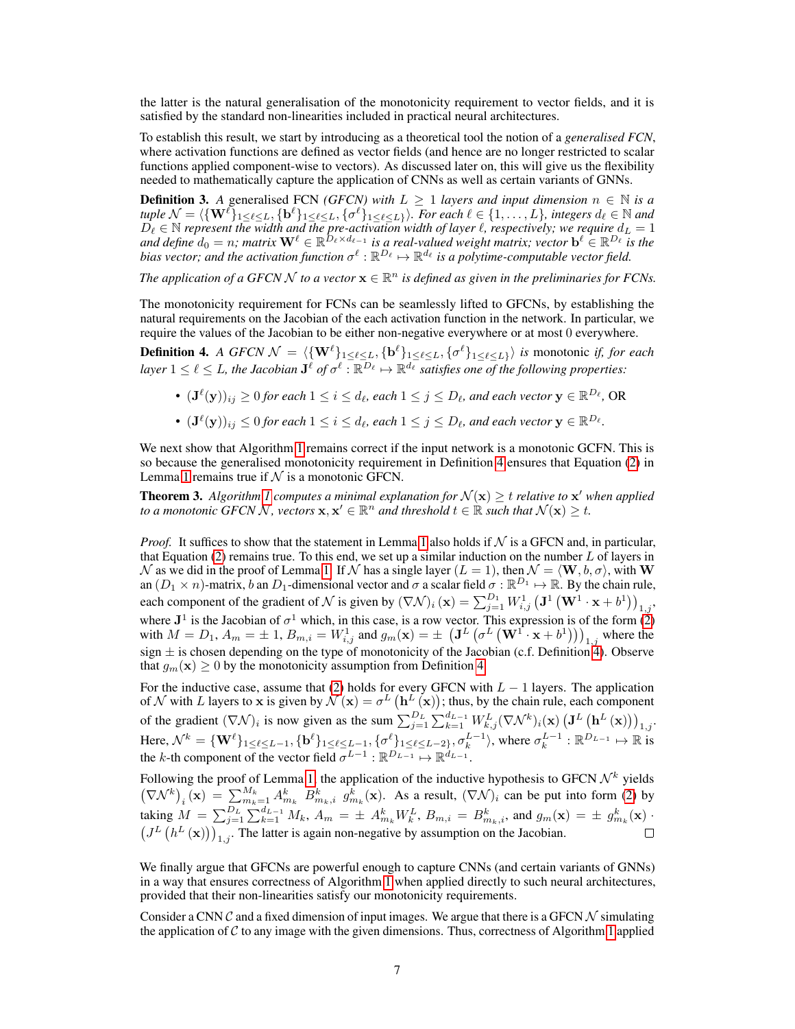the latter is the natural generalisation of the monotonicity requirement to vector fields, and it is satisfied by the standard non-linearities included in practical neural architectures.

To establish this result, we start by introducing as a theoretical tool the notion of a *generalised FCN*, where activation functions are defined as vector fields (and hence are no longer restricted to scalar functions applied component-wise to vectors). As discussed later on, this will give us the flexibility needed to mathematically capture the application of CNNs as well as certain variants of GNNs.

**Definition 3.** *A* generalised FCN *(GFCN) with $L \geq 1$ layers and input dimension $n \in \mathbb{N}$ is a tuple $\mathcal{N} = \langle \{\mathbf{W}^\ell\}_{1\leq \ell \leq L}, \{\mathbf{b}^\ell\}_{1\leq \ell\leq L}, \{\sigma^\ell\}_{1\leq\ell\leq L}\rangle$. For each $\ell \in \{1,\dots,L\}$, integers $d_\ell \in \mathbb{N}$ and $D_\ell \in \mathbb{N}$ represent the width and the pre-activation width of layer $\ell$, respectively; we require $d_L = 1$ and define $d_0 = n$; matrix $\mathbf{W}^\ell \in \mathbb{R}^{D_\ell \times d_{\ell-1}}$ is a real-valued weight matrix; vector $\mathbf{b}^\ell \in \mathbb{R}^{D_\ell}$ is the bias vector; and the activation function $\sigma^\ell : \mathbb{R}^{D_\ell} \mapsto \mathbb{R}^{d_\ell}$ is a polytime-computable vector field.*

*The application of a GFCN $\mathcal{N}$ to a vector $\mathbf{x} \in \mathbb{R}^n$ is defined as given in the preliminaries for FCNs.*

The monotonicity requirement for FCNs can be seamlessly lifted to GFCNs, by establishing the natural requirements on the Jacobian of the each activation function in the network. In particular, we require the values of the Jacobian to be either non-negative everywhere or at most 0 everywhere.

**Definition 4.** *A GFCN $\mathcal{N} = \langle \{\mathbf{W}^\ell\}_{1\leq \ell \leq L}, \{\mathbf{b}^\ell\}_{1\leq \ell\leq L}, \{\sigma^\ell\}_{1\leq\ell\leq L}\rangle$ is* monotonic *if, for each layer $1 \leq \ell \leq L$, the Jacobian $\mathbf{J}^\ell$ of $\sigma^\ell : \mathbb{R}^{D_\ell} \mapsto \mathbb{R}^{d_\ell}$ satisfies one of the following properties:*

- *$(\mathbf{J}^\ell(\mathbf{y}))_{ij} \geq 0$ for each $1 \leq i \leq d_\ell$, each $1 \leq j \leq D_\ell$, and each vector $\mathbf{y} \in \mathbb{R}^{D_\ell}$, OR*
- *$(\mathbf{J}^\ell(\mathbf{y}))_{ij} \leq 0$ for each $1 \leq i \leq d_\ell$, each $1 \leq j \leq D_\ell$, and each vector $\mathbf{y} \in \mathbb{R}^{D_\ell}$.*

We next show that Algorithm 1 remains correct if the input network is a monotonic GCFN. This is so because the generalised monotonicity requirement in Definition 4 ensures that Equation (2) in Lemma 1 remains true if $\mathcal{N}$ is a monotonic GFCN.

**Theorem 3.** *Algorithm 1 computes a minimal explanation for $\mathcal{N}(\mathbf{x}) \geq t$ relative to $\mathbf{x}'$ when applied to a monotonic GFCN $\mathcal{N}$, vectors $\mathbf{x}, \mathbf{x}' \in \mathbb{R}^n$ and threshold $t \in \mathbb{R}$ such that $\mathcal{N}(\mathbf{x}) \geq t$.*

*Proof.* It suffices to show that the statement in Lemma 1 also holds if $\mathcal{N}$ is a GFCN and, in particular, that Equation (2) remains true. To this end, we set up a similar induction on the number $L$ of layers in $\mathcal{N}$ as we did in the proof of Lemma 1. If $\mathcal{N}$ has a single layer ($L = 1$), then $\mathcal{N} = \langle \mathbf{W}, b, \sigma\rangle$, with $\mathbf{W}$ an $(D_1 \times n)$-matrix, $b$ an $D_1$-dimensional vector and $\sigma$ a scalar field $\sigma : \mathbb{R}^{D_1} \mapsto \mathbb{R}$. By the chain rule, each component of the gradient of $\mathcal{N}$ is given by $(\nabla\mathcal{N})_i(\mathbf{x}) = \sum_{j=1}^{D_1} W^1_{i,j}\left(\mathbf{J}^1\left(\mathbf{W}^1\cdot\mathbf{x} + b^1\right)\right)_{1,j}$, where $\mathbf{J}^1$ is the Jacobian of $\sigma^1$ which, in this case, is a row vector. This expression is of the form (2) with $M = D_1$, $A_m = \pm 1$, $B_{m,i} = W^1_{i,j}$ and $g_m(\mathbf{x}) = \pm\left(\mathbf{J}^L\left(\sigma^L\left(\mathbf{W}^1\cdot\mathbf{x}+b^1\right)\right)\right)_{1,j}$ where the sign $\pm$ is chosen depending on the type of monotonicity of the Jacobian (c.f. Definition 4). Observe that $g_m(\mathbf{x}) \geq 0$ by the monotonicity assumption from Definition 4.

For the inductive case, assume that (2) holds for every GFCN with $L-1$ layers. The application of $\mathcal{N}$ with $L$ layers to $\mathbf{x}$ is given by $\mathcal{N}(\mathbf{x}) = \sigma^L\left(\mathbf{h}^L(\mathbf{x})\right)$; thus, by the chain rule, each component of the gradient $(\nabla\mathcal{N})_i$ is now given as the sum $\sum_{j=1}^{D_L}\sum_{k=1}^{d_{L-1}} W^L_{k,j}(\nabla\mathcal{N}^k)_i(\mathbf{x})\left(\mathbf{J}^L\left(\mathbf{h}^L(\mathbf{x})\right)\right)_{1,j}$. Here, $\mathcal{N}^k = \{\mathbf{W}^\ell\}_{1\leq\ell\leq L-1}, \{\mathbf{b}^\ell\}_{1\leq\ell\leq L-1}, \{\sigma^\ell\}_{1\leq\ell\leq L-2}, \sigma^{L-1}_k\rangle$, where $\sigma^{L-1}_k : \mathbb{R}^{D_{L-1}} \mapsto \mathbb{R}$ is the $k$-th component of the vector field $\sigma^{L-1} : \mathbb{R}^{D_{L-1}} \mapsto \mathbb{R}^{d_{L-1}}$.

Following the proof of Lemma 1, the application of the inductive hypothesis to GFCN $\mathcal{N}^k$ yields $\left(\nabla\mathcal{N}^k\right)_i(\mathbf{x}) = \sum_{m_k=1}^{M_k} A^k_{m_k}\ B^k_{m_k,i}\ g^k_{m_k}(\mathbf{x})$. As a result, $(\nabla\mathcal{N})_i$ can be put into form (2) by taking $M = \sum_{j=1}^{D_L}\sum_{k=1}^{d_{L-1}} M_k$, $A_m = \pm\ A^k_{m_k} W^L_k$, $B_{m,i} = B^k_{m_k,i}$, and $g_m(\mathbf{x}) = \pm\ g^k_{m_k}(\mathbf{x})\cdot\left(J^L\left(h^L(\mathbf{x})\right)\right)_{1,j}$. The latter is again non-negative by assumption on the Jacobian. $\square$

We finally argue that GFCNs are powerful enough to capture CNNs (and certain variants of GNNs) in a way that ensures correctness of Algorithm 1 when applied directly to such neural architectures, provided that their non-linearities satisfy our monotonicity requirements.

Consider a CNN $\mathcal{C}$ and a fixed dimension of input images. We argue that there is a GFCN $\mathcal{N}$ simulating the application of $\mathcal{C}$ to any image with the given dimensions. Thus, correctness of Algorithm 1 applied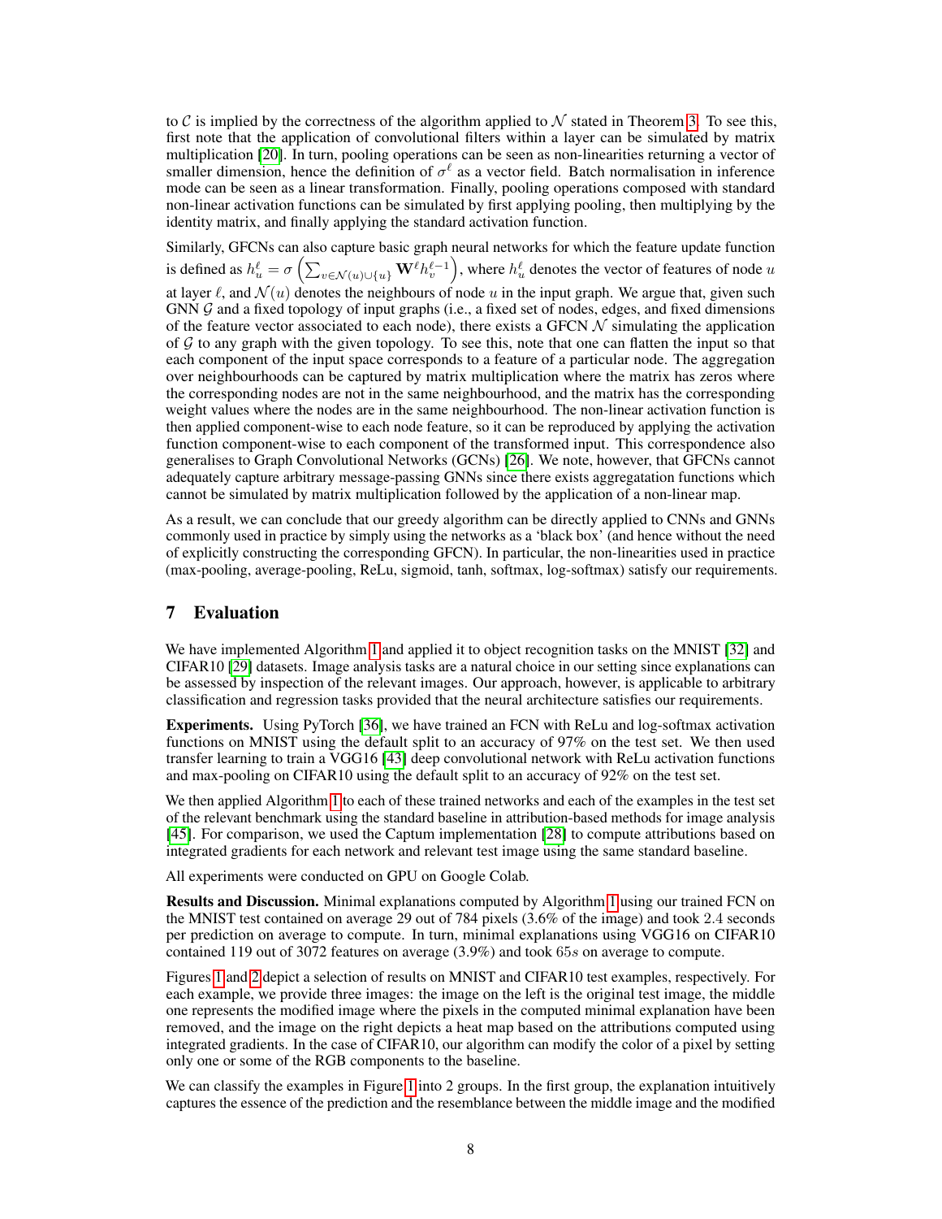to $\mathcal{C}$ is implied by the correctness of the algorithm applied to $\mathcal{N}$ stated in Theorem 3. To see this, first note that the application of convolutional filters within a layer can be simulated by matrix multiplication [20]. In turn, pooling operations can be seen as non-linearities returning a vector of smaller dimension, hence the definition of $\sigma^\ell$ as a vector field. Batch normalisation in inference mode can be seen as a linear transformation. Finally, pooling operations composed with standard non-linear activation functions can be simulated by first applying pooling, then multiplying by the identity matrix, and finally applying the standard activation function.

Similarly, GFCNs can also capture basic graph neural networks for which the feature update function is defined as $h_u^\ell = \sigma\left(\sum_{v \in \mathcal{N}(u) \cup \{u\}} \mathbf{W}^\ell h_v^{\ell-1}\right)$, where $h_u^\ell$ denotes the vector of features of node $u$ at layer $\ell$, and $\mathcal{N}(u)$ denotes the neighbours of node $u$ in the input graph. We argue that, given such GNN $\mathcal{G}$ and a fixed topology of input graphs (i.e., a fixed set of nodes, edges, and fixed dimensions of the feature vector associated to each node), there exists a GFCN $\mathcal{N}$ simulating the application of $\mathcal{G}$ to any graph with the given topology. To see this, note that one can flatten the input so that each component of the input space corresponds to a feature of a particular node. The aggregation over neighbourhoods can be captured by matrix multiplication where the matrix has zeros where the corresponding nodes are not in the same neighbourhood, and the matrix has the corresponding weight values where the nodes are in the same neighbourhood. The non-linear activation function is then applied component-wise to each node feature, so it can be reproduced by applying the activation function component-wise to each component of the transformed input. This correspondence also generalises to Graph Convolutional Networks (GCNs) [26]. We note, however, that GFCNs cannot adequately capture arbitrary message-passing GNNs since there exists aggregatation functions which cannot be simulated by matrix multiplication followed by the application of a non-linear map.

As a result, we can conclude that our greedy algorithm can be directly applied to CNNs and GNNs commonly used in practice by simply using the networks as a 'black box' (and hence without the need of explicitly constructing the corresponding GFCN). In particular, the non-linearities used in practice (max-pooling, average-pooling, ReLu, sigmoid, tanh, softmax, log-softmax) satisfy our requirements.

## 7 Evaluation

We have implemented Algorithm 1 and applied it to object recognition tasks on the MNIST [32] and CIFAR10 [29] datasets. Image analysis tasks are a natural choice in our setting since explanations can be assessed by inspection of the relevant images. Our approach, however, is applicable to arbitrary classification and regression tasks provided that the neural architecture satisfies our requirements.

**Experiments.** Using PyTorch [36], we have trained an FCN with ReLu and log-softmax activation functions on MNIST using the default split to an accuracy of 97% on the test set. We then used transfer learning to train a VGG16 [43] deep convolutional network with ReLu activation functions and max-pooling on CIFAR10 using the default split to an accuracy of 92% on the test set.

We then applied Algorithm 1 to each of these trained networks and each of the examples in the test set of the relevant benchmark using the standard baseline in attribution-based methods for image analysis [45]. For comparison, we used the Captum implementation [28] to compute attributions based on integrated gradients for each network and relevant test image using the same standard baseline.

All experiments were conducted on GPU on Google Colab.

**Results and Discussion.** Minimal explanations computed by Algorithm 1 using our trained FCN on the MNIST test contained on average 29 out of 784 pixels (3.6% of the image) and took 2.4 seconds per prediction on average to compute. In turn, minimal explanations using VGG16 on CIFAR10 contained 119 out of 3072 features on average (3.9%) and took $65s$ on average to compute.

Figures 1 and 2 depict a selection of results on MNIST and CIFAR10 test examples, respectively. For each example, we provide three images: the image on the left is the original test image, the middle one represents the modified image where the pixels in the computed minimal explanation have been removed, and the image on the right depicts a heat map based on the attributions computed using integrated gradients. In the case of CIFAR10, our algorithm can modify the color of a pixel by setting only one or some of the RGB components to the baseline.

We can classify the examples in Figure 1 into 2 groups. In the first group, the explanation intuitively captures the essence of the prediction and the resemblance between the middle image and the modified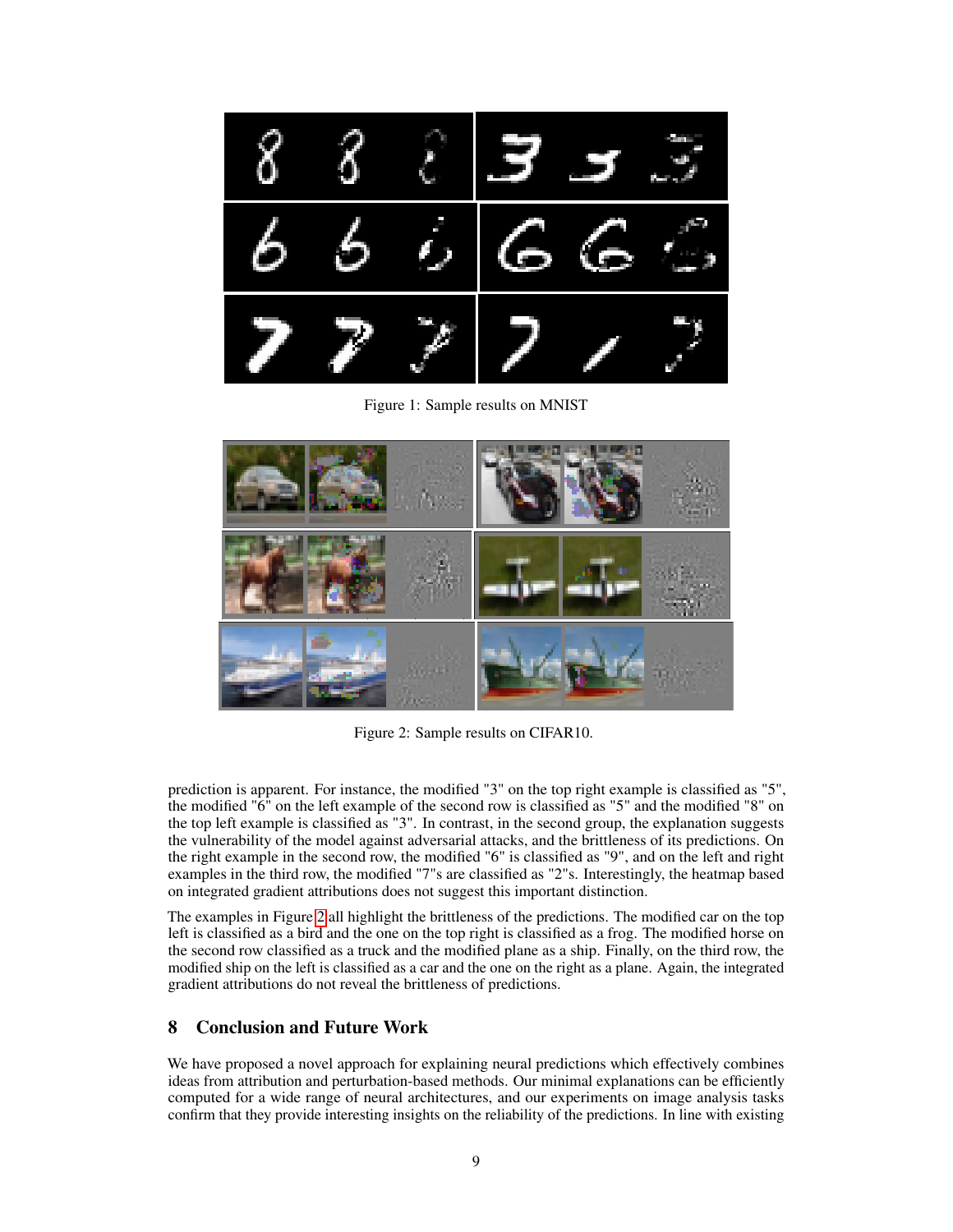Figure 1: Sample results on MNIST

Figure 2: Sample results on CIFAR10.

prediction is apparent. For instance, the modified "3" on the top right example is classified as "5", the modified "6" on the left example of the second row is classified as "5" and the modified "8" on the top left example is classified as "3". In contrast, in the second group, the explanation suggests the vulnerability of the model against adversarial attacks, and the brittleness of its predictions. On the right example in the second row, the modified "6" is classified as "9", and on the left and right examples in the third row, the modified "7"s are classified as "2"s. Interestingly, the heatmap based on integrated gradient attributions does not suggest this important distinction.

The examples in Figure 2 all highlight the brittleness of the predictions. The modified car on the top left is classified as a bird and the one on the top right is classified as a frog. The modified horse on the second row classified as a truck and the modified plane as a ship. Finally, on the third row, the modified ship on the left is classified as a car and the one on the right as a plane. Again, the integrated gradient attributions do not reveal the brittleness of predictions.

## 8 Conclusion and Future Work

We have proposed a novel approach for explaining neural predictions which effectively combines ideas from attribution and perturbation-based methods. Our minimal explanations can be efficiently computed for a wide range of neural architectures, and our experiments on image analysis tasks confirm that they provide interesting insights on the reliability of the predictions. In line with existing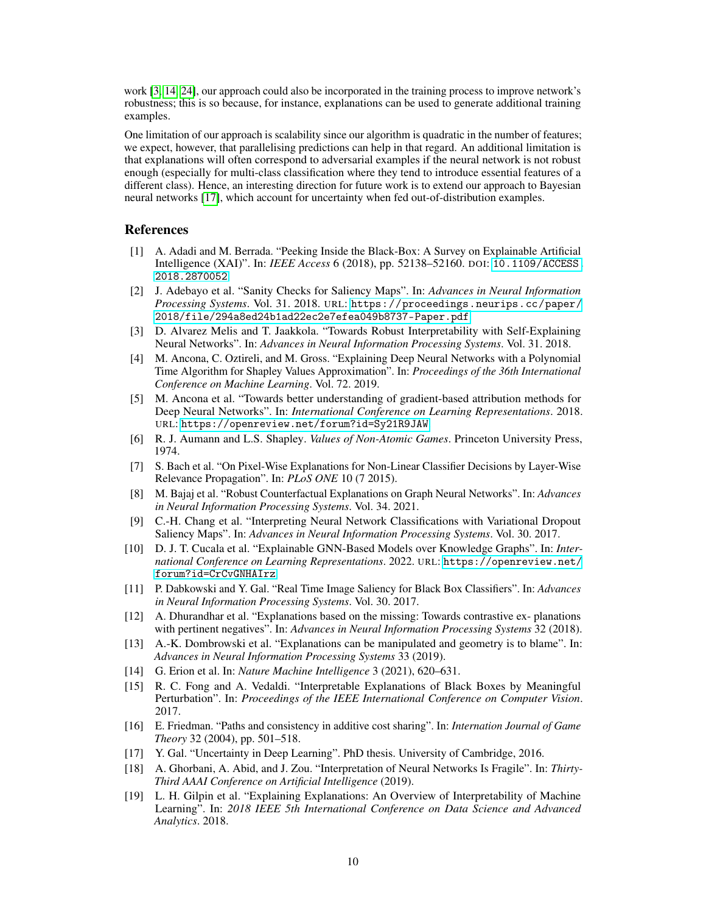work [3, 14, 24], our approach could also be incorporated in the training process to improve network's robustness; this is so because, for instance, explanations can be used to generate additional training examples.

One limitation of our approach is scalability since our algorithm is quadratic in the number of features; we expect, however, that parallelising predictions can help in that regard. An additional limitation is that explanations will often correspond to adversarial examples if the neural network is not robust enough (especially for multi-class classification where they tend to introduce essential features of a different class). Hence, an interesting direction for future work is to extend our approach to Bayesian neural networks [17], which account for uncertainty when fed out-of-distribution examples.

## References

[1] A. Adadi and M. Berrada. "Peeking Inside the Black-Box: A Survey on Explainable Artificial Intelligence (XAI)". In: *IEEE Access* 6 (2018), pp. 52138–52160. DOI: 10.1109/ACCESS.2018.2870052.

[2] J. Adebayo et al. "Sanity Checks for Saliency Maps". In: *Advances in Neural Information Processing Systems*. Vol. 31. 2018. URL: https://proceedings.neurips.cc/paper/2018/file/294a8ed24b1ad22ec2e7efea049b8737-Paper.pdf.

[3] D. Alvarez Melis and T. Jaakkola. "Towards Robust Interpretability with Self-Explaining Neural Networks". In: *Advances in Neural Information Processing Systems*. Vol. 31. 2018.

[4] M. Ancona, C. Oztireli, and M. Gross. "Explaining Deep Neural Networks with a Polynomial Time Algorithm for Shapley Values Approximation". In: *Proceedings of the 36th International Conference on Machine Learning*. Vol. 72. 2019.

[5] M. Ancona et al. "Towards better understanding of gradient-based attribution methods for Deep Neural Networks". In: *International Conference on Learning Representations*. 2018. URL: https://openreview.net/forum?id=Sy21R9JAW.

[6] R. J. Aumann and L.S. Shapley. *Values of Non-Atomic Games*. Princeton University Press, 1974.

[7] S. Bach et al. "On Pixel-Wise Explanations for Non-Linear Classifier Decisions by Layer-Wise Relevance Propagation". In: *PLoS ONE* 10 (7 2015).

[8] M. Bajaj et al. "Robust Counterfactual Explanations on Graph Neural Networks". In: *Advances in Neural Information Processing Systems*. Vol. 34. 2021.

[9] C.-H. Chang et al. "Interpreting Neural Network Classifications with Variational Dropout Saliency Maps". In: *Advances in Neural Information Processing Systems*. Vol. 30. 2017.

[10] D. J. T. Cucala et al. "Explainable GNN-Based Models over Knowledge Graphs". In: *International Conference on Learning Representations*. 2022. URL: https://openreview.net/forum?id=CrCvGNHAIrz.

[11] P. Dabkowski and Y. Gal. "Real Time Image Saliency for Black Box Classifiers". In: *Advances in Neural Information Processing Systems*. Vol. 30. 2017.

[12] A. Dhurandhar et al. "Explanations based on the missing: Towards contrastive ex- planations with pertinent negatives". In: *Advances in Neural Information Processing Systems* 32 (2018).

[13] A.-K. Dombrowski et al. "Explanations can be manipulated and geometry is to blame". In: *Advances in Neural Information Processing Systems* 33 (2019).

[14] G. Erion et al. In: *Nature Machine Intelligence* 3 (2021), 620–631.

[15] R. C. Fong and A. Vedaldi. "Interpretable Explanations of Black Boxes by Meaningful Perturbation". In: *Proceedings of the IEEE International Conference on Computer Vision*. 2017.

[16] E. Friedman. "Paths and consistency in additive cost sharing". In: *Internation Journal of Game Theory* 32 (2004), pp. 501–518.

[17] Y. Gal. "Uncertainty in Deep Learning". PhD thesis. University of Cambridge, 2016.

[18] A. Ghorbani, A. Abid, and J. Zou. "Interpretation of Neural Networks Is Fragile". In: *Thirty-Third AAAI Conference on Artificial Intelligence* (2019).

[19] L. H. Gilpin et al. "Explaining Explanations: An Overview of Interpretability of Machine Learning". In: *2018 IEEE 5th International Conference on Data Science and Advanced Analytics*. 2018.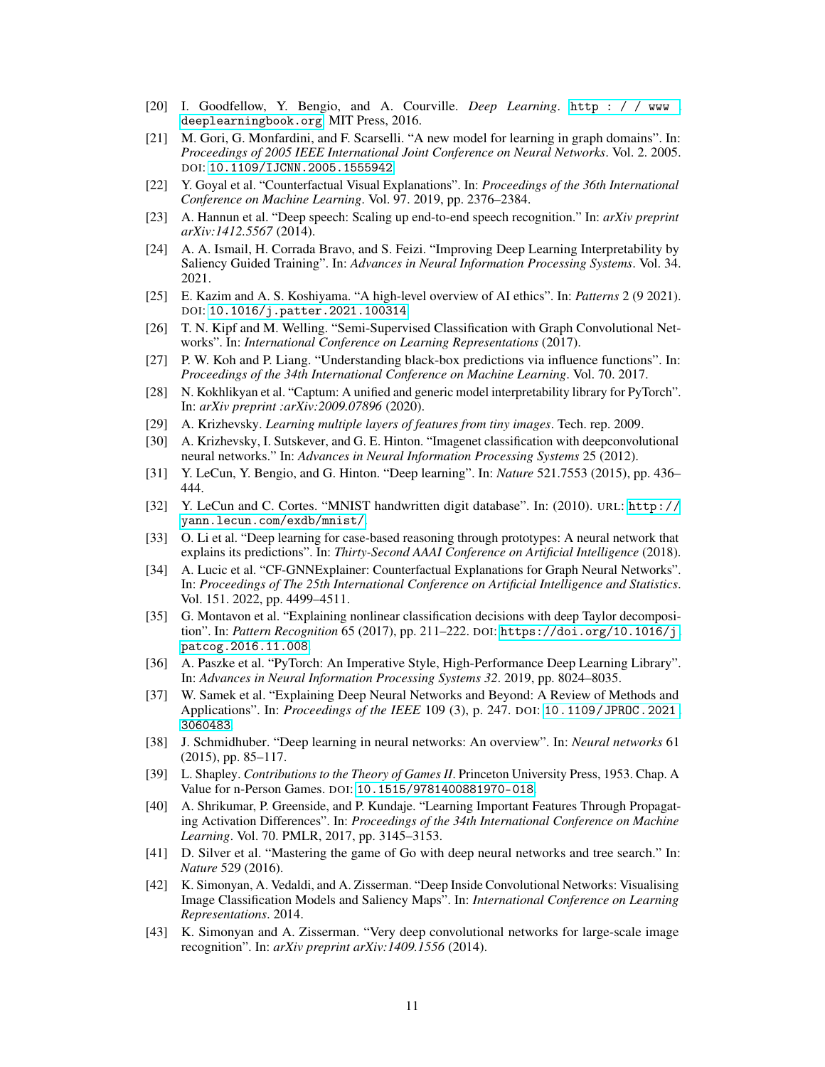- [20] I. Goodfellow, Y. Bengio, and A. Courville. *Deep Learning*. http://www.deeplearningbook.org. MIT Press, 2016.
- [21] M. Gori, G. Monfardini, and F. Scarselli. "A new model for learning in graph domains". In: *Proceedings of 2005 IEEE International Joint Conference on Neural Networks*. Vol. 2. 2005. DOI: 10.1109/IJCNN.2005.1555942.
- [22] Y. Goyal et al. "Counterfactual Visual Explanations". In: *Proceedings of the 36th International Conference on Machine Learning*. Vol. 97. 2019, pp. 2376–2384.
- [23] A. Hannun et al. "Deep speech: Scaling up end-to-end speech recognition." In: *arXiv preprint arXiv:1412.5567* (2014).
- [24] A. A. Ismail, H. Corrada Bravo, and S. Feizi. "Improving Deep Learning Interpretability by Saliency Guided Training". In: *Advances in Neural Information Processing Systems*. Vol. 34. 2021.
- [25] E. Kazim and A. S. Koshiyama. "A high-level overview of AI ethics". In: *Patterns* 2 (9 2021). DOI: 10.1016/j.patter.2021.100314.
- [26] T. N. Kipf and M. Welling. "Semi-Supervised Classification with Graph Convolutional Networks". In: *International Conference on Learning Representations* (2017).
- [27] P. W. Koh and P. Liang. "Understanding black-box predictions via influence functions". In: *Proceedings of the 34th International Conference on Machine Learning*. Vol. 70. 2017.
- [28] N. Kokhlikyan et al. "Captum: A unified and generic model interpretability library for PyTorch". In: *arXiv preprint :arXiv:2009.07896* (2020).
- [29] A. Krizhevsky. *Learning multiple layers of features from tiny images*. Tech. rep. 2009.
- [30] A. Krizhevsky, I. Sutskever, and G. E. Hinton. "Imagenet classification with deepconvolutional neural networks." In: *Advances in Neural Information Processing Systems* 25 (2012).
- [31] Y. LeCun, Y. Bengio, and G. Hinton. "Deep learning". In: *Nature* 521.7553 (2015), pp. 436–444.
- [32] Y. LeCun and C. Cortes. "MNIST handwritten digit database". In: (2010). URL: http://yann.lecun.com/exdb/mnist/.
- [33] O. Li et al. "Deep learning for case-based reasoning through prototypes: A neural network that explains its predictions". In: *Thirty-Second AAAI Conference on Artificial Intelligence* (2018).
- [34] A. Lucic et al. "CF-GNNExplainer: Counterfactual Explanations for Graph Neural Networks". In: *Proceedings of The 25th International Conference on Artificial Intelligence and Statistics*. Vol. 151. 2022, pp. 4499–4511.
- [35] G. Montavon et al. "Explaining nonlinear classification decisions with deep Taylor decomposition". In: *Pattern Recognition* 65 (2017), pp. 211–222. DOI: https://doi.org/10.1016/j.patcog.2016.11.008.
- [36] A. Paszke et al. "PyTorch: An Imperative Style, High-Performance Deep Learning Library". In: *Advances in Neural Information Processing Systems 32*. 2019, pp. 8024–8035.
- [37] W. Samek et al. "Explaining Deep Neural Networks and Beyond: A Review of Methods and Applications". In: *Proceedings of the IEEE* 109 (3), p. 247. DOI: 10.1109/JPROC.2021.3060483.
- [38] J. Schmidhuber. "Deep learning in neural networks: An overview". In: *Neural networks* 61 (2015), pp. 85–117.
- [39] L. Shapley. *Contributions to the Theory of Games II*. Princeton University Press, 1953. Chap. A Value for n-Person Games. DOI: 10.1515/9781400881970-018.
- [40] A. Shrikumar, P. Greenside, and P. Kundaje. "Learning Important Features Through Propagating Activation Differences". In: *Proceedings of the 34th International Conference on Machine Learning*. Vol. 70. PMLR, 2017, pp. 3145–3153.
- [41] D. Silver et al. "Mastering the game of Go with deep neural networks and tree search." In: *Nature* 529 (2016).
- [42] K. Simonyan, A. Vedaldi, and A. Zisserman. "Deep Inside Convolutional Networks: Visualising Image Classification Models and Saliency Maps". In: *International Conference on Learning Representations*. 2014.
- [43] K. Simonyan and A. Zisserman. "Very deep convolutional networks for large-scale image recognition". In: *arXiv preprint arXiv:1409.1556* (2014).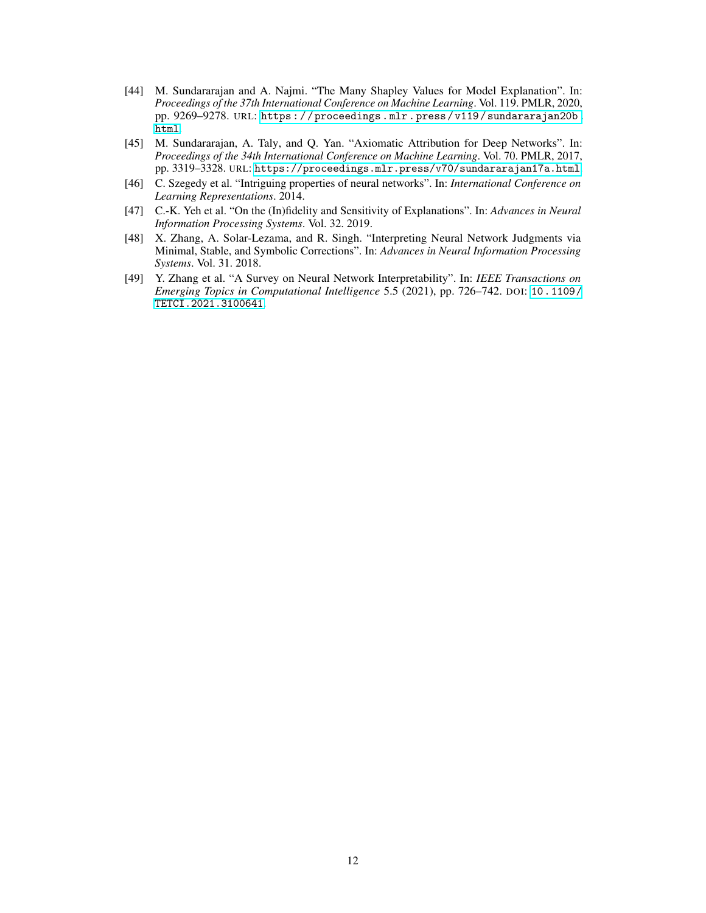[44] M. Sundararajan and A. Najmi. "The Many Shapley Values for Model Explanation". In: *Proceedings of the 37th International Conference on Machine Learning*. Vol. 119. PMLR, 2020, pp. 9269–9278. URL: https://proceedings.mlr.press/v119/sundararajan20b.html.

[45] M. Sundararajan, A. Taly, and Q. Yan. "Axiomatic Attribution for Deep Networks". In: *Proceedings of the 34th International Conference on Machine Learning*. Vol. 70. PMLR, 2017, pp. 3319–3328. URL: https://proceedings.mlr.press/v70/sundararajan17a.html.

[46] C. Szegedy et al. "Intriguing properties of neural networks". In: *International Conference on Learning Representations*. 2014.

[47] C.-K. Yeh et al. "On the (In)fidelity and Sensitivity of Explanations". In: *Advances in Neural Information Processing Systems*. Vol. 32. 2019.

[48] X. Zhang, A. Solar-Lezama, and R. Singh. "Interpreting Neural Network Judgments via Minimal, Stable, and Symbolic Corrections". In: *Advances in Neural Information Processing Systems*. Vol. 31. 2018.

[49] Y. Zhang et al. "A Survey on Neural Network Interpretability". In: *IEEE Transactions on Emerging Topics in Computational Intelligence* 5.5 (2021), pp. 726–742. DOI: 10.1109/TETCI.2021.3100641.